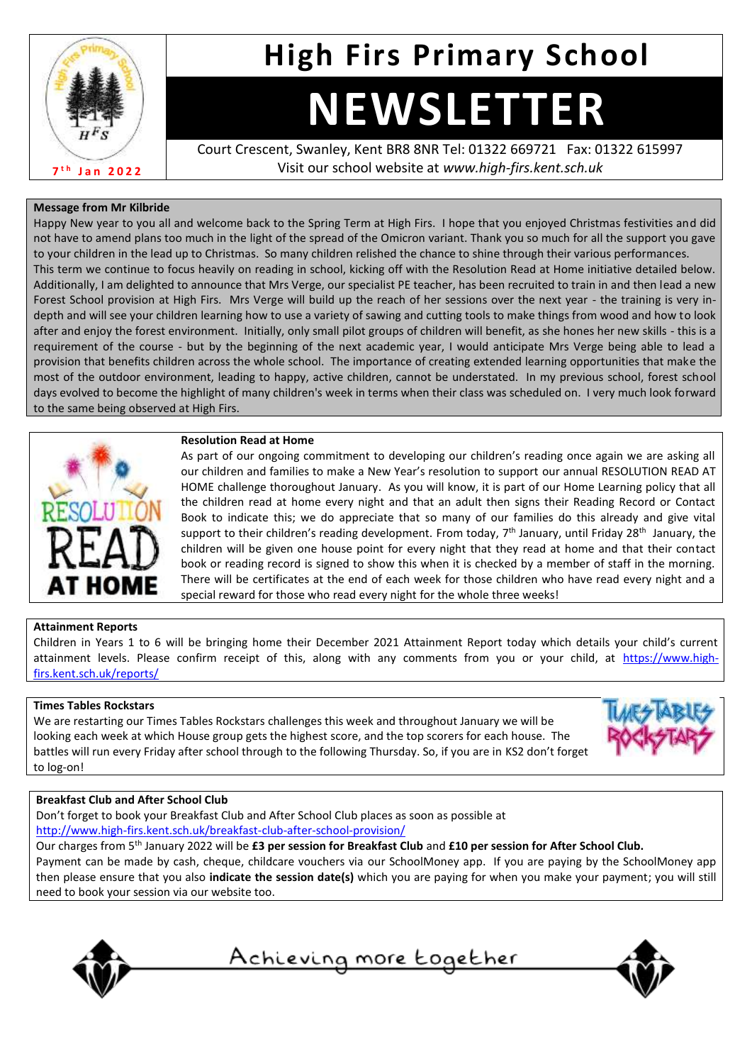# High Firs Primary School

# NEWSLETTER

7th Jan 2022

Court Crescent, Swanley, Kent BR8 8NR Tel: 01322 669721 Fax: 01322 615997
Visit our school website at *www.high-firs.kent.sch.uk*

**Message from Mr Kilbride**

Happy New year to you all and welcome back to the Spring Term at High Firs. I hope that you enjoyed Christmas festivities and did not have to amend plans too much in the light of the spread of the Omicron variant. Thank you so much for all the support you gave to your children in the lead up to Christmas. So many children relished the chance to shine through their various performances.

This term we continue to focus heavily on reading in school, kicking off with the Resolution Read at Home initiative detailed below. Additionally, I am delighted to announce that Mrs Verge, our specialist PE teacher, has been recruited to train in and then lead a new Forest School provision at High Firs. Mrs Verge will build up the reach of her sessions over the next year - the training is very in-depth and will see your children learning how to use a variety of sawing and cutting tools to make things from wood and how to look after and enjoy the forest environment. Initially, only small pilot groups of children will benefit, as she hones her new skills - this is a requirement of the course - but by the beginning of the next academic year, I would anticipate Mrs Verge being able to lead a provision that benefits children across the whole school. The importance of creating extended learning opportunities that make the most of the outdoor environment, leading to happy, active children, cannot be understated. In my previous school, forest school days evolved to become the highlight of many children's week in terms when their class was scheduled on. I very much look forward to the same being observed at High Firs.

**Resolution Read at Home**

As part of our ongoing commitment to developing our children's reading once again we are asking all our children and families to make a New Year's resolution to support our annual RESOLUTION READ AT HOME challenge thoroughout January. As you will know, it is part of our Home Learning policy that all the children read at home every night and that an adult then signs their Reading Record or Contact Book to indicate this; we do appreciate that so many of our families do this already and give vital support to their children's reading development. From today, 7th January, until Friday 28th January, the children will be given one house point for every night that they read at home and that their contact book or reading record is signed to show this when it is checked by a member of staff in the morning. There will be certificates at the end of each week for those children who have read every night and a special reward for those who read every night for the whole three weeks!

**Attainment Reports**

Children in Years 1 to 6 will be bringing home their December 2021 Attainment Report today which details your child's current attainment levels. Please confirm receipt of this, along with any comments from you or your child, at https://www.high-firs.kent.sch.uk/reports/

**Times Tables Rockstars**

We are restarting our Times Tables Rockstars challenges this week and throughout January we will be looking each week at which House group gets the highest score, and the top scorers for each house. The battles will run every Friday after school through to the following Thursday. So, if you are in KS2 don't forget to log-on!

**Breakfast Club and After School Club**

Don't forget to book your Breakfast Club and After School Club places as soon as possible at
http://www.high-firs.kent.sch.uk/breakfast-club-after-school-provision/

Our charges from 5th January 2022 will be **£3 per session for Breakfast Club** and **£10 per session for After School Club.**

Payment can be made by cash, cheque, childcare vouchers via our SchoolMoney app. If you are paying by the SchoolMoney app then please ensure that you also **indicate the session date(s)** which you are paying for when you make your payment; you will still need to book your session via our website too.

Achieving more together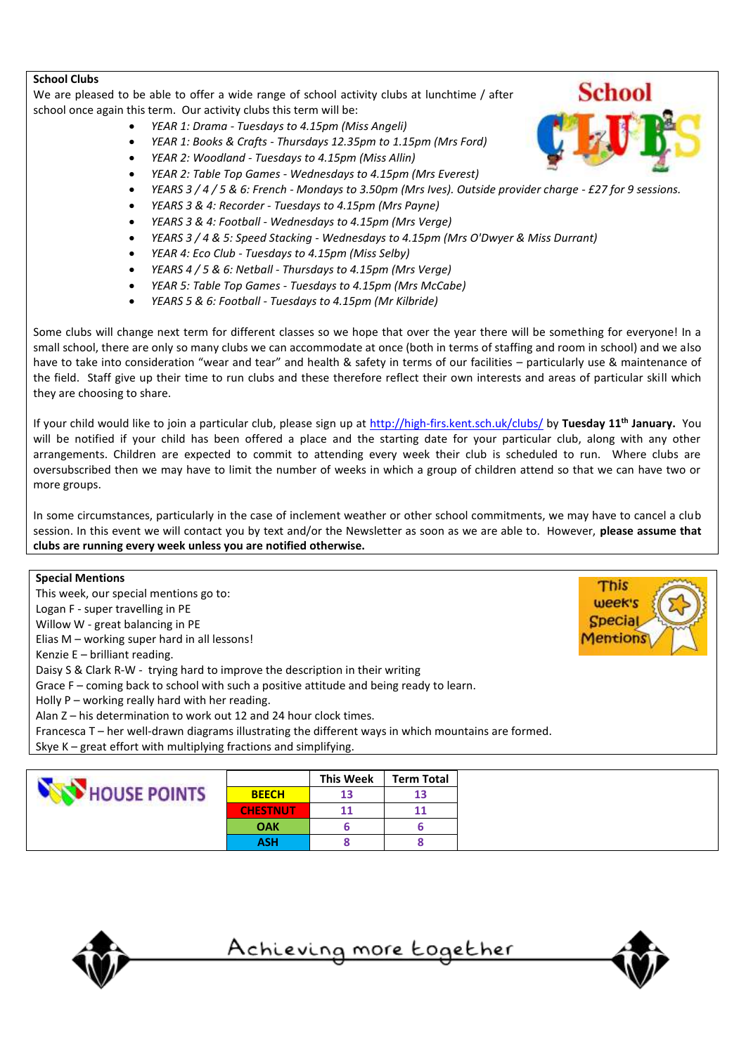## School Clubs

We are pleased to be able to offer a wide range of school activity clubs at lunchtime / after school once again this term. Our activity clubs this term will be:

- *YEAR 1: Drama - Tuesdays to 4.15pm (Miss Angeli)*
- *YEAR 1: Books & Crafts - Thursdays 12.35pm to 1.15pm (Mrs Ford)*
- *YEAR 2: Woodland - Tuesdays to 4.15pm (Miss Allin)*
- *YEAR 2: Table Top Games - Wednesdays to 4.15pm (Mrs Everest)*
- *YEARS 3 / 4 / 5 & 6: French - Mondays to 3.50pm (Mrs Ives). Outside provider charge - £27 for 9 sessions.*
- *YEARS 3 & 4: Recorder - Tuesdays to 4.15pm (Mrs Payne)*
- *YEARS 3 & 4: Football - Wednesdays to 4.15pm (Mrs Verge)*
- *YEARS 3 / 4 & 5: Speed Stacking - Wednesdays to 4.15pm (Mrs O'Dwyer & Miss Durrant)*
- *YEAR 4: Eco Club - Tuesdays to 4.15pm (Miss Selby)*
- *YEARS 4 / 5 & 6: Netball - Thursdays to 4.15pm (Mrs Verge)*
- *YEAR 5: Table Top Games - Tuesdays to 4.15pm (Mrs McCabe)*
- *YEARS 5 & 6: Football - Tuesdays to 4.15pm (Mr Kilbride)*

Some clubs will change next term for different classes so we hope that over the year there will be something for everyone! In a small school, there are only so many clubs we can accommodate at once (both in terms of staffing and room in school) and we also have to take into consideration "wear and tear" and health & safety in terms of our facilities – particularly use & maintenance of the field. Staff give up their time to run clubs and these therefore reflect their own interests and areas of particular skill which they are choosing to share.

If your child would like to join a particular club, please sign up at http://high-firs.kent.sch.uk/clubs/ by **Tuesday 11th January.** You will be notified if your child has been offered a place and the starting date for your particular club, along with any other arrangements. Children are expected to commit to attending every week their club is scheduled to run. Where clubs are oversubscribed then we may have to limit the number of weeks in which a group of children attend so that we can have two or more groups.

In some circumstances, particularly in the case of inclement weather or other school commitments, we may have to cancel a club session. In this event we will contact you by text and/or the Newsletter as soon as we are able to. However, **please assume that clubs are running every week unless you are notified otherwise.**

## Special Mentions

This week, our special mentions go to:

Logan F - super travelling in PE
Willow W - great balancing in PE
Elias M – working super hard in all lessons!
Kenzie E – brilliant reading.
Daisy S & Clark R-W - trying hard to improve the description in their writing
Grace F – coming back to school with such a positive attitude and being ready to learn.
Holly P – working really hard with her reading.
Alan Z – his determination to work out 12 and 24 hour clock times.
Francesca T – her well-drawn diagrams illustrating the different ways in which mountains are formed.
Skye K – great effort with multiplying fractions and simplifying.

## HOUSE POINTS

| | This Week | Term Total |
|---|---|---|
| BEECH | 13 | 13 |
| CHESTNUT | 11 | 11 |
| OAK | 6 | 6 |
| ASH | 8 | 8 |

Achieving more together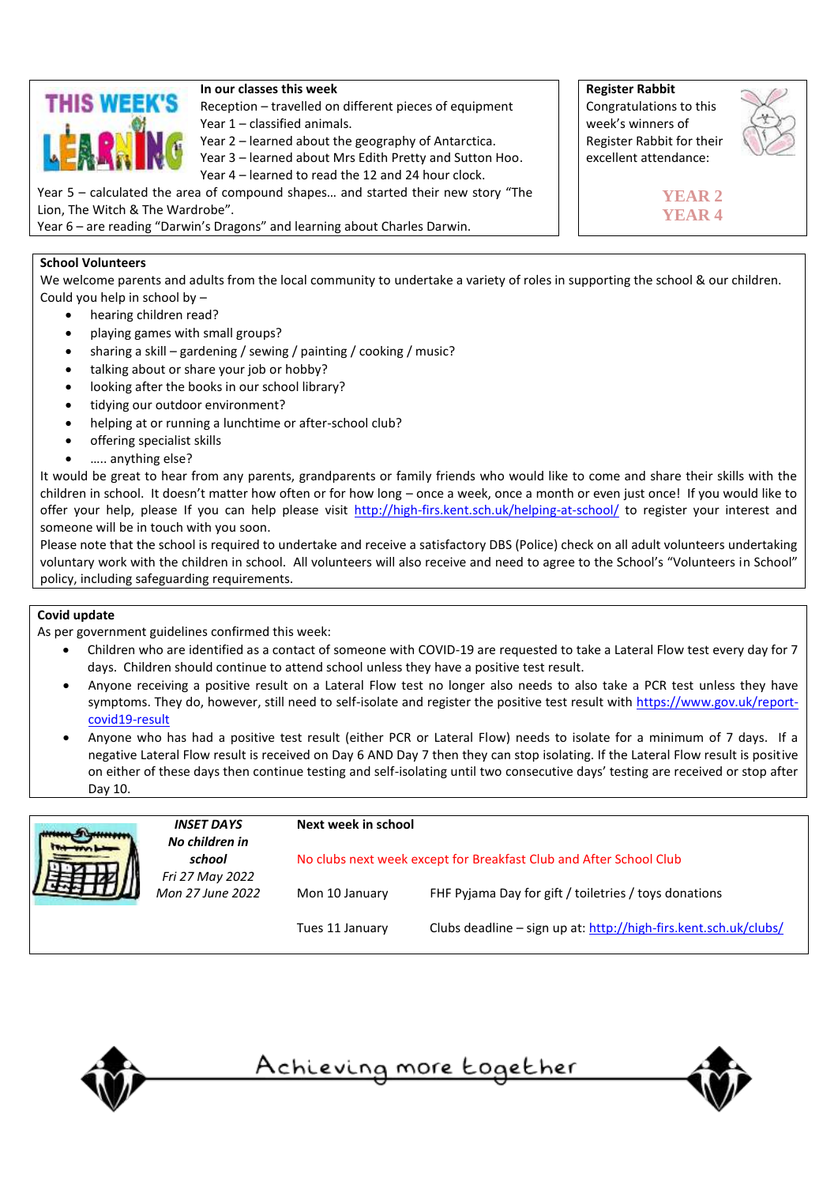## THIS WEEK'S LEARNING

**In our classes this week**

Reception – travelled on different pieces of equipment
Year 1 – classified animals.
Year 2 – learned about the geography of Antarctica.
Year 3 – learned about Mrs Edith Pretty and Sutton Hoo.
Year 4 – learned to read the 12 and 24 hour clock.
Year 5 – calculated the area of compound shapes… and started their new story "The Lion, The Witch & The Wardrobe".
Year 6 – are reading "Darwin's Dragons" and learning about Charles Darwin.

**Register Rabbit**

Congratulations to this week's winners of Register Rabbit for their excellent attendance:

**YEAR 2**
**YEAR 4**

**School Volunteers**

We welcome parents and adults from the local community to undertake a variety of roles in supporting the school & our children. Could you help in school by –

- hearing children read?
- playing games with small groups?
- sharing a skill – gardening / sewing / painting / cooking / music?
- talking about or share your job or hobby?
- looking after the books in our school library?
- tidying our outdoor environment?
- helping at or running a lunchtime or after-school club?
- offering specialist skills
- ….. anything else?

It would be great to hear from any parents, grandparents or family friends who would like to come and share their skills with the children in school. It doesn't matter how often or for how long – once a week, once a month or even just once! If you would like to offer your help, please If you can help please visit http://high-firs.kent.sch.uk/helping-at-school/ to register your interest and someone will be in touch with you soon.

Please note that the school is required to undertake and receive a satisfactory DBS (Police) check on all adult volunteers undertaking voluntary work with the children in school. All volunteers will also receive and need to agree to the School's "Volunteers in School" policy, including safeguarding requirements.

**Covid update**

As per government guidelines confirmed this week:

- Children who are identified as a contact of someone with COVID-19 are requested to take a Lateral Flow test every day for 7 days. Children should continue to attend school unless they have a positive test result.
- Anyone receiving a positive result on a Lateral Flow test no longer also needs to also take a PCR test unless they have symptoms. They do, however, still need to self-isolate and register the positive test result with https://www.gov.uk/report-covid19-result
- Anyone who has had a positive test result (either PCR or Lateral Flow) needs to isolate for a minimum of 7 days. If a negative Lateral Flow result is received on Day 6 AND Day 7 then they can stop isolating. If the Lateral Flow result is positive on either of these days then continue testing and self-isolating until two consecutive days' testing are received or stop after Day 10.

***INSET DAYS***
***No children in school***
*Fri 27 May 2022*
*Mon 27 June 2022*

**Next week in school**

No clubs next week except for Breakfast Club and After School Club

| | |
|---|---|
| Mon 10 January | FHF Pyjama Day for gift / toiletries / toys donations |
| Tues 11 January | Clubs deadline – sign up at: http://high-firs.kent.sch.uk/clubs/ |

Achieving more together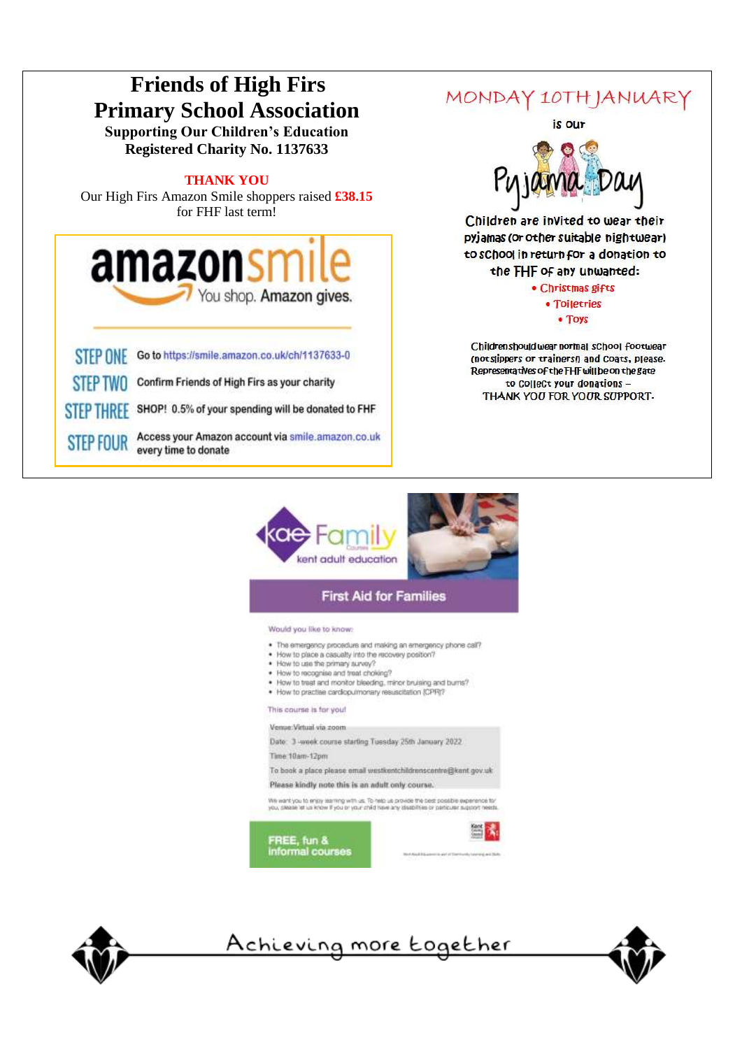# Friends of High Firs Primary School Association

**Supporting Our Children's Education**
**Registered Charity No. 1137633**

**THANK YOU**

Our High Firs Amazon Smile shoppers raised **£38.15** for FHF last term!

**amazonsmile** You shop. Amazon gives.

- **STEP ONE** Go to https://smile.amazon.co.uk/ch/1137633-0
- **STEP TWO** Confirm Friends of High Firs as your charity
- **STEP THREE** SHOP! 0.5% of your spending will be donated to FHF
- **STEP FOUR** Access your Amazon account via smile.amazon.co.uk every time to donate

## MONDAY 10TH JANUARY

is our

## Pyjama Day

Children are invited to wear their pyjamas (or other suitable nightwear) to school in return for a donation to the FHF of any unwanted:

- Christmas gifts
- Toiletries
- Toys

Children should wear normal school footwear (not slippers or trainers!) and coats, please. Representatives of the FHF will be on the gate to collect your donations –
THANK YOU FOR YOUR SUPPORT.

## kae Family Courses – kent adult education

### First Aid for Families

Would you like to know:

- The emergency procedures and making an emergency phone call?
- How to place a casualty into the recovery position?
- How to use the primary survey?
- How to recognise and treat choking?
- How to treat and monitor bleeding, minor bruising and burns?
- How to practise cardiopulmonary resuscitation (CPR)?

This course is for you!

Venue: Virtual via zoom

Date: 3-week course starting Tuesday 25th January 2022

Time: 10am-12pm

To book a place please email westkentchildrenscentre@kent.gov.uk

**Please kindly note this is an adult only course.**

We want you to enjoy learning with us. To help us provide the best possible experience for you, please let us know if you or your child have any disabilities or particular support needs.

**FREE, fun & informal courses**

Kent Adult Education is part of Community Learning and Skills

Achieving more together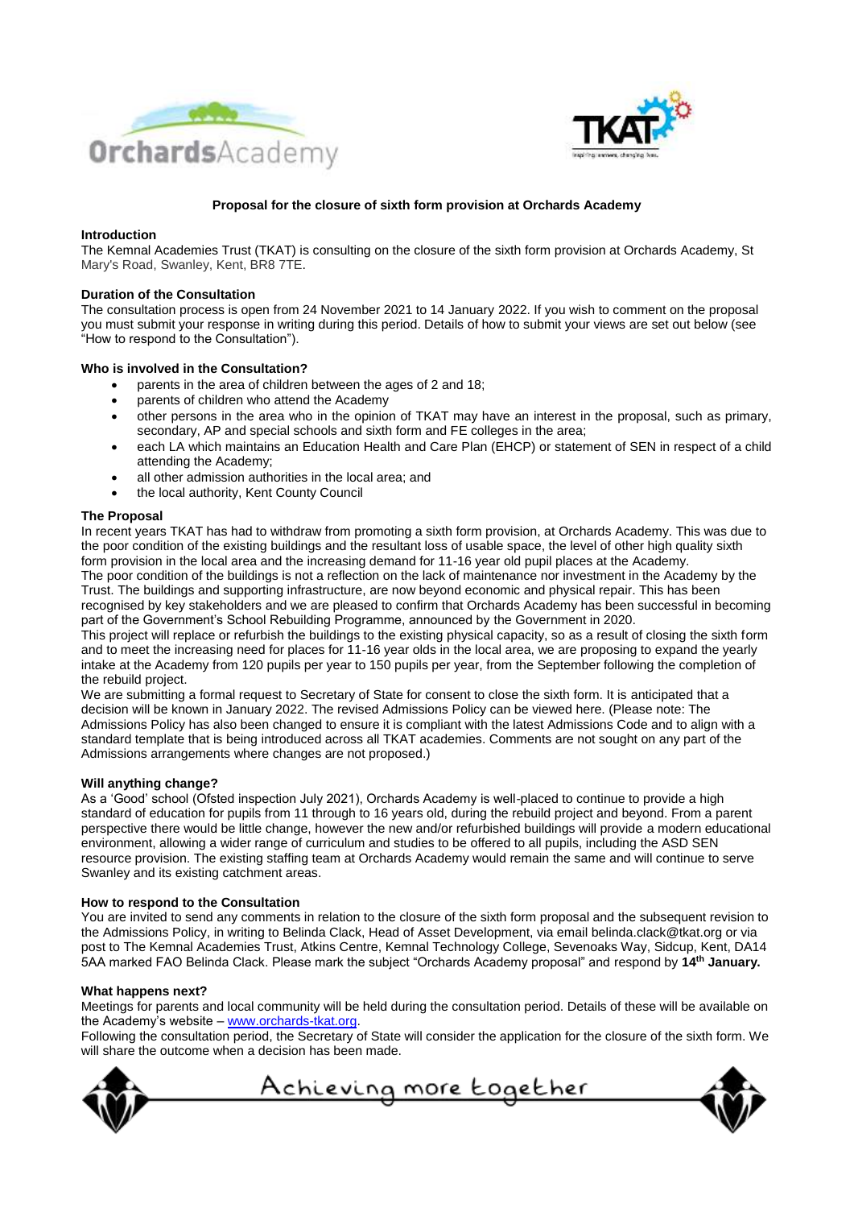**Proposal for the closure of sixth form provision at Orchards Academy**

**Introduction**

The Kemnal Academies Trust (TKAT) is consulting on the closure of the sixth form provision at Orchards Academy, St Mary's Road, Swanley, Kent, BR8 7TE.

**Duration of the Consultation**

The consultation process is open from 24 November 2021 to 14 January 2022. If you wish to comment on the proposal you must submit your response in writing during this period. Details of how to submit your views are set out below (see "How to respond to the Consultation").

**Who is involved in the Consultation?**

- parents in the area of children between the ages of 2 and 18;
- parents of children who attend the Academy
- other persons in the area who in the opinion of TKAT may have an interest in the proposal, such as primary, secondary, AP and special schools and sixth form and FE colleges in the area;
- each LA which maintains an Education Health and Care Plan (EHCP) or statement of SEN in respect of a child attending the Academy;
- all other admission authorities in the local area; and
- the local authority, Kent County Council

**The Proposal**

In recent years TKAT has had to withdraw from promoting a sixth form provision, at Orchards Academy. This was due to the poor condition of the existing buildings and the resultant loss of usable space, the level of other high quality sixth form provision in the local area and the increasing demand for 11-16 year old pupil places at the Academy.

The poor condition of the buildings is not a reflection on the lack of maintenance nor investment in the Academy by the Trust. The buildings and supporting infrastructure, are now beyond economic and physical repair. This has been recognised by key stakeholders and we are pleased to confirm that Orchards Academy has been successful in becoming part of the Government's School Rebuilding Programme, announced by the Government in 2020.

This project will replace or refurbish the buildings to the existing physical capacity, so as a result of closing the sixth form and to meet the increasing need for places for 11-16 year olds in the local area, we are proposing to expand the yearly intake at the Academy from 120 pupils per year to 150 pupils per year, from the September following the completion of the rebuild project.

We are submitting a formal request to Secretary of State for consent to close the sixth form. It is anticipated that a decision will be known in January 2022. The revised Admissions Policy can be viewed here. (Please note: The Admissions Policy has also been changed to ensure it is compliant with the latest Admissions Code and to align with a standard template that is being introduced across all TKAT academies. Comments are not sought on any part of the Admissions arrangements where changes are not proposed.)

**Will anything change?**

As a 'Good' school (Ofsted inspection July 2021), Orchards Academy is well-placed to continue to provide a high standard of education for pupils from 11 through to 16 years old, during the rebuild project and beyond. From a parent perspective there would be little change, however the new and/or refurbished buildings will provide a modern educational environment, allowing a wider range of curriculum and studies to be offered to all pupils, including the ASD SEN resource provision. The existing staffing team at Orchards Academy would remain the same and will continue to serve Swanley and its existing catchment areas.

**How to respond to the Consultation**

You are invited to send any comments in relation to the closure of the sixth form proposal and the subsequent revision to the Admissions Policy, in writing to Belinda Clack, Head of Asset Development, via email belinda.clack@tkat.org or via post to The Kemnal Academies Trust, Atkins Centre, Kemnal Technology College, Sevenoaks Way, Sidcup, Kent, DA14 5AA marked FAO Belinda Clack. Please mark the subject "Orchards Academy proposal" and respond by **14th January.**

**What happens next?**

Meetings for parents and local community will be held during the consultation period. Details of these will be available on the Academy's website – [www.orchards-tkat.org](http://www.orchards-tkat.org).

Following the consultation period, the Secretary of State will consider the application for the closure of the sixth form. We will share the outcome when a decision has been made.

Achieving more together